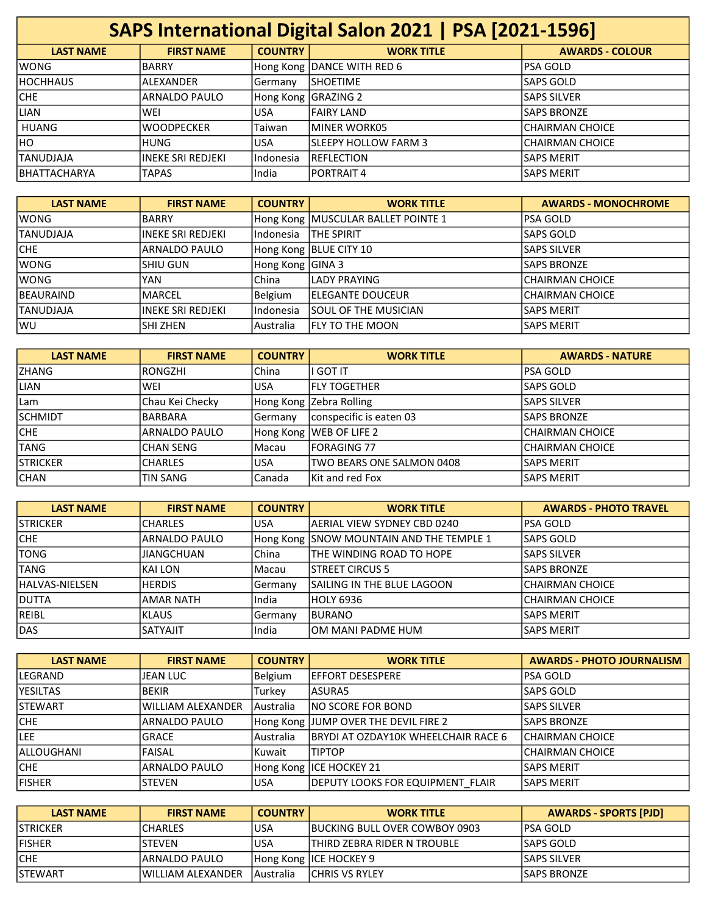# SAPS International Digital Salon 2021 | PSA [2021-1596]

| LAST NAME | FIRST NAME | COUNTRY | WORK TITLE | AWARDS - COLOUR |
|---|---|---|---|---|
| WONG | BARRY | Hong Kong | DANCE WITH RED 6 | PSA GOLD |
| HOCHHAUS | ALEXANDER | Germany | SHOETIME | SAPS GOLD |
| CHE | ARNALDO PAULO | Hong Kong | GRAZING 2 | SAPS SILVER |
| LIAN | WEI | USA | FAIRY LAND | SAPS BRONZE |
| HUANG | WOODPECKER | Taiwan | MINER WORK05 | CHAIRMAN CHOICE |
| HO | HUNG | USA | SLEEPY HOLLOW FARM 3 | CHAIRMAN CHOICE |
| TANUDJAJA | INEKE SRI REDJEKI | Indonesia | REFLECTION | SAPS MERIT |
| BHATTACHARYA | TAPAS | India | PORTRAIT 4 | SAPS MERIT |

| LAST NAME | FIRST NAME | COUNTRY | WORK TITLE | AWARDS - MONOCHROME |
|---|---|---|---|---|
| WONG | BARRY | Hong Kong | MUSCULAR BALLET POINTE 1 | PSA GOLD |
| TANUDJAJA | INEKE SRI REDJEKI | Indonesia | THE SPIRIT | SAPS GOLD |
| CHE | ARNALDO PAULO | Hong Kong | BLUE CITY 10 | SAPS SILVER |
| WONG | SHIU GUN | Hong Kong | GINA 3 | SAPS BRONZE |
| WONG | YAN | China | LADY PRAYING | CHAIRMAN CHOICE |
| BEAURAIND | MARCEL | Belgium | ELEGANTE DOUCEUR | CHAIRMAN CHOICE |
| TANUDJAJA | INEKE SRI REDJEKI | Indonesia | SOUL OF THE MUSICIAN | SAPS MERIT |
| WU | SHI ZHEN | Australia | FLY TO THE MOON | SAPS MERIT |

| LAST NAME | FIRST NAME | COUNTRY | WORK TITLE | AWARDS - NATURE |
|---|---|---|---|---|
| ZHANG | RONGZHI | China | I GOT IT | PSA GOLD |
| LIAN | WEI | USA | FLY TOGETHER | SAPS GOLD |
| Lam | Chau Kei Checky | Hong Kong | Zebra Rolling | SAPS SILVER |
| SCHMIDT | BARBARA | Germany | conspecific is eaten 03 | SAPS BRONZE |
| CHE | ARNALDO PAULO | Hong Kong | WEB OF LIFE 2 | CHAIRMAN CHOICE |
| TANG | CHAN SENG | Macau | FORAGING 77 | CHAIRMAN CHOICE |
| STRICKER | CHARLES | USA | TWO BEARS ONE SALMON 0408 | SAPS MERIT |
| CHAN | TIN SANG | Canada | Kit and red Fox | SAPS MERIT |

| LAST NAME | FIRST NAME | COUNTRY | WORK TITLE | AWARDS - PHOTO TRAVEL |
|---|---|---|---|---|
| STRICKER | CHARLES | USA | AERIAL VIEW SYDNEY CBD 0240 | PSA GOLD |
| CHE | ARNALDO PAULO | Hong Kong | SNOW MOUNTAIN AND THE TEMPLE 1 | SAPS GOLD |
| TONG | JIANGCHUAN | China | THE WINDING ROAD TO HOPE | SAPS SILVER |
| TANG | KAI LON | Macau | STREET CIRCUS 5 | SAPS BRONZE |
| HALVAS-NIELSEN | HERDIS | Germany | SAILING IN THE BLUE LAGOON | CHAIRMAN CHOICE |
| DUTTA | AMAR NATH | India | HOLY 6936 | CHAIRMAN CHOICE |
| REIBL | KLAUS | Germany | BURANO | SAPS MERIT |
| DAS | SATYAJIT | India | OM MANI PADME HUM | SAPS MERIT |

| LAST NAME | FIRST NAME | COUNTRY | WORK TITLE | AWARDS - PHOTO JOURNALISM |
|---|---|---|---|---|
| LEGRAND | JEAN LUC | Belgium | EFFORT DESESPERE | PSA GOLD |
| YESILTAS | BEKIR | Turkey | ASURA5 | SAPS GOLD |
| STEWART | WILLIAM ALEXANDER | Australia | NO SCORE FOR BOND | SAPS SILVER |
| CHE | ARNALDO PAULO | Hong Kong | JUMP OVER THE DEVIL FIRE 2 | SAPS BRONZE |
| LEE | GRACE | Australia | BRYDI AT OZDAY10K WHEELCHAIR RACE 6 | CHAIRMAN CHOICE |
| ALLOUGHANI | FAISAL | Kuwait | TIPTOP | CHAIRMAN CHOICE |
| CHE | ARNALDO PAULO | Hong Kong | ICE HOCKEY 21 | SAPS MERIT |
| FISHER | STEVEN | USA | DEPUTY LOOKS FOR EQUIPMENT_FLAIR | SAPS MERIT |

| LAST NAME | FIRST NAME | COUNTRY | WORK TITLE | AWARDS - SPORTS [PJD] |
|---|---|---|---|---|
| STRICKER | CHARLES | USA | BUCKING BULL OVER COWBOY 0903 | PSA GOLD |
| FISHER | STEVEN | USA | THIRD ZEBRA RIDER N TROUBLE | SAPS GOLD |
| CHE | ARNALDO PAULO | Hong Kong | ICE HOCKEY 9 | SAPS SILVER |
| STEWART | WILLIAM ALEXANDER | Australia | CHRIS VS RYLEY | SAPS BRONZE |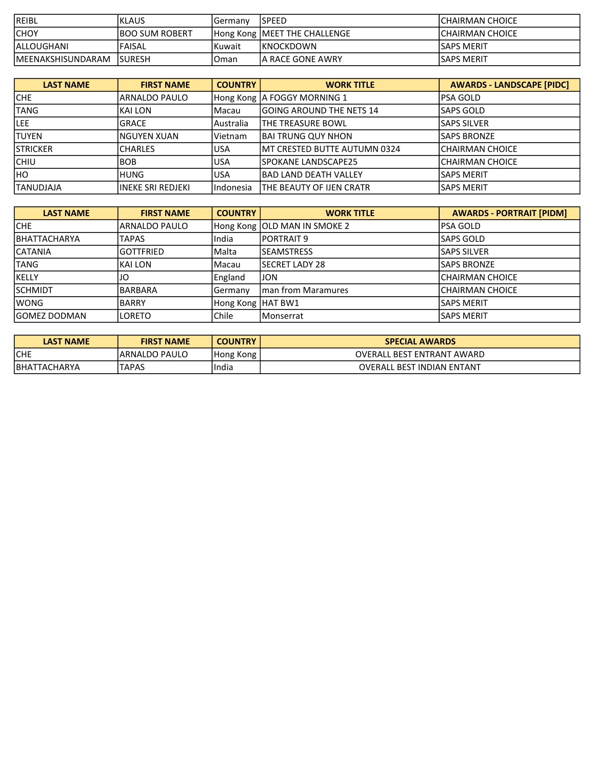| | | | | |
|---|---|---|---|---|
| REIBL | KLAUS | Germany | SPEED | CHAIRMAN CHOICE |
| CHOY | BOO SUM ROBERT | Hong Kong | MEET THE CHALLENGE | CHAIRMAN CHOICE |
| ALLOUGHANI | FAISAL | Kuwait | KNOCKDOWN | SAPS MERIT |
| MEENAKSHISUNDARAM | SURESH | Oman | A RACE GONE AWRY | SAPS MERIT |

| LAST NAME | FIRST NAME | COUNTRY | WORK TITLE | AWARDS - LANDSCAPE [PIDC] |
|---|---|---|---|---|
| CHE | ARNALDO PAULO | Hong Kong | A FOGGY MORNING 1 | PSA GOLD |
| TANG | KAI LON | Macau | GOING AROUND THE NETS 14 | SAPS GOLD |
| LEE | GRACE | Australia | THE TREASURE BOWL | SAPS SILVER |
| TUYEN | NGUYEN XUAN | Vietnam | BAI TRUNG QUY NHON | SAPS BRONZE |
| STRICKER | CHARLES | USA | MT CRESTED BUTTE AUTUMN 0324 | CHAIRMAN CHOICE |
| CHIU | BOB | USA | SPOKANE LANDSCAPE25 | CHAIRMAN CHOICE |
| HO | HUNG | USA | BAD LAND DEATH VALLEY | SAPS MERIT |
| TANUDJAJA | INEKE SRI REDJEKI | Indonesia | THE BEAUTY OF IJEN CRATR | SAPS MERIT |

| LAST NAME | FIRST NAME | COUNTRY | WORK TITLE | AWARDS - PORTRAIT [PIDM] |
|---|---|---|---|---|
| CHE | ARNALDO PAULO | Hong Kong | OLD MAN IN SMOKE 2 | PSA GOLD |
| BHATTACHARYA | TAPAS | India | PORTRAIT 9 | SAPS GOLD |
| CATANIA | GOTTFRIED | Malta | SEAMSTRESS | SAPS SILVER |
| TANG | KAI LON | Macau | SECRET LADY 28 | SAPS BRONZE |
| KELLY | JO | England | JON | CHAIRMAN CHOICE |
| SCHMIDT | BARBARA | Germany | man from Maramures | CHAIRMAN CHOICE |
| WONG | BARRY | Hong Kong | HAT BW1 | SAPS MERIT |
| GOMEZ DODMAN | LORETO | Chile | Monserrat | SAPS MERIT |

| LAST NAME | FIRST NAME | COUNTRY | SPECIAL AWARDS |
|---|---|---|---|
| CHE | ARNALDO PAULO | Hong Kong | OVERALL BEST ENTRANT AWARD |
| BHATTACHARYA | TAPAS | India | OVERALL BEST INDIAN ENTANT |